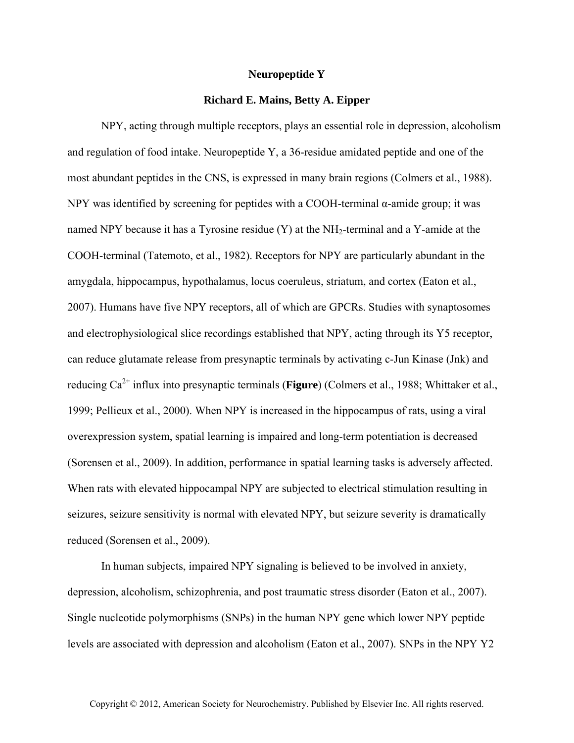# Neuropeptide Y

**Richard E. Mains, Betty A. Eipper**

NPY, acting through multiple receptors, plays an essential role in depression, alcoholism and regulation of food intake. Neuropeptide Y, a 36-residue amidated peptide and one of the most abundant peptides in the CNS, is expressed in many brain regions (Colmers et al., 1988). NPY was identified by screening for peptides with a COOH-terminal α-amide group; it was named NPY because it has a Tyrosine residue (Y) at the $NH_2$-terminal and a Y-amide at the COOH-terminal (Tatemoto, et al., 1982). Receptors for NPY are particularly abundant in the amygdala, hippocampus, hypothalamus, locus coeruleus, striatum, and cortex (Eaton et al., 2007). Humans have five NPY receptors, all of which are GPCRs. Studies with synaptosomes and electrophysiological slice recordings established that NPY, acting through its Y5 receptor, can reduce glutamate release from presynaptic terminals by activating c-Jun Kinase (Jnk) and reducing $Ca^{2+}$ influx into presynaptic terminals (**Figure**) (Colmers et al., 1988; Whittaker et al., 1999; Pellieux et al., 2000). When NPY is increased in the hippocampus of rats, using a viral overexpression system, spatial learning is impaired and long-term potentiation is decreased (Sorensen et al., 2009). In addition, performance in spatial learning tasks is adversely affected. When rats with elevated hippocampal NPY are subjected to electrical stimulation resulting in seizures, seizure sensitivity is normal with elevated NPY, but seizure severity is dramatically reduced (Sorensen et al., 2009).

In human subjects, impaired NPY signaling is believed to be involved in anxiety, depression, alcoholism, schizophrenia, and post traumatic stress disorder (Eaton et al., 2007). Single nucleotide polymorphisms (SNPs) in the human NPY gene which lower NPY peptide levels are associated with depression and alcoholism (Eaton et al., 2007). SNPs in the NPY Y2

Copyright © 2012, American Society for Neurochemistry. Published by Elsevier Inc. All rights reserved.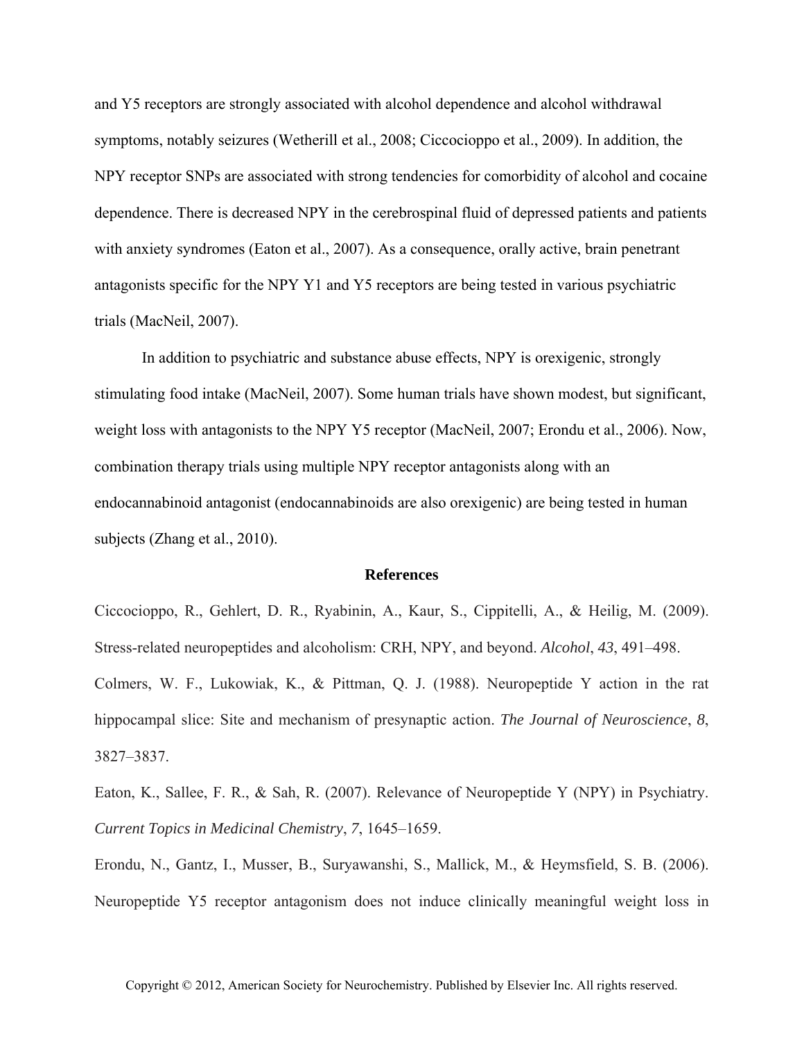and Y5 receptors are strongly associated with alcohol dependence and alcohol withdrawal symptoms, notably seizures (Wetherill et al., 2008; Ciccocioppo et al., 2009). In addition, the NPY receptor SNPs are associated with strong tendencies for comorbidity of alcohol and cocaine dependence. There is decreased NPY in the cerebrospinal fluid of depressed patients and patients with anxiety syndromes (Eaton et al., 2007). As a consequence, orally active, brain penetrant antagonists specific for the NPY Y1 and Y5 receptors are being tested in various psychiatric trials (MacNeil, 2007).

In addition to psychiatric and substance abuse effects, NPY is orexigenic, strongly stimulating food intake (MacNeil, 2007). Some human trials have shown modest, but significant, weight loss with antagonists to the NPY Y5 receptor (MacNeil, 2007; Erondu et al., 2006). Now, combination therapy trials using multiple NPY receptor antagonists along with an endocannabinoid antagonist (endocannabinoids are also orexigenic) are being tested in human subjects (Zhang et al., 2010).

## References

Ciccocioppo, R., Gehlert, D. R., Ryabinin, A., Kaur, S., Cippitelli, A., & Heilig, M. (2009). Stress-related neuropeptides and alcoholism: CRH, NPY, and beyond. *Alcohol*, *43*, 491–498.

Colmers, W. F., Lukowiak, K., & Pittman, Q. J. (1988). Neuropeptide Y action in the rat hippocampal slice: Site and mechanism of presynaptic action. *The Journal of Neuroscience*, *8*, 3827–3837.

Eaton, K., Sallee, F. R., & Sah, R. (2007). Relevance of Neuropeptide Y (NPY) in Psychiatry. *Current Topics in Medicinal Chemistry*, *7*, 1645–1659.

Erondu, N., Gantz, I., Musser, B., Suryawanshi, S., Mallick, M., & Heymsfield, S. B. (2006). Neuropeptide Y5 receptor antagonism does not induce clinically meaningful weight loss in

Copyright © 2012, American Society for Neurochemistry. Published by Elsevier Inc. All rights reserved.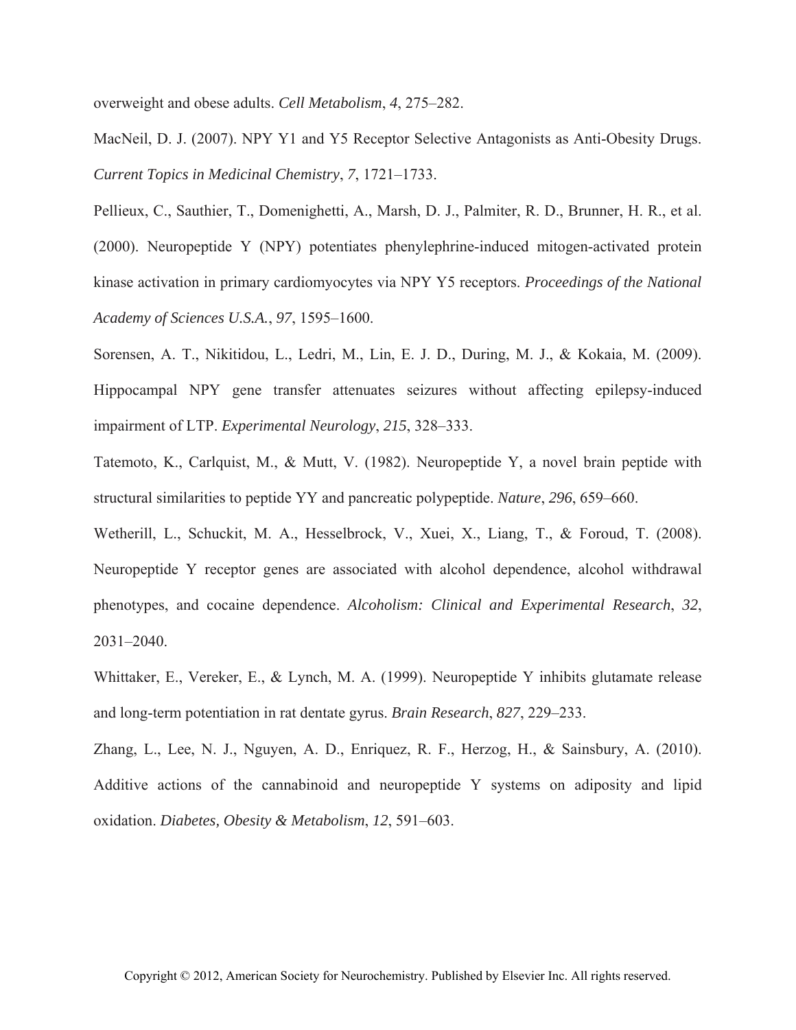overweight and obese adults. *Cell Metabolism*, *4*, 275–282.

MacNeil, D. J. (2007). NPY Y1 and Y5 Receptor Selective Antagonists as Anti-Obesity Drugs. *Current Topics in Medicinal Chemistry*, *7*, 1721–1733.

Pellieux, C., Sauthier, T., Domenighetti, A., Marsh, D. J., Palmiter, R. D., Brunner, H. R., et al. (2000). Neuropeptide Y (NPY) potentiates phenylephrine-induced mitogen-activated protein kinase activation in primary cardiomyocytes via NPY Y5 receptors. *Proceedings of the National Academy of Sciences U.S.A.*, *97*, 1595–1600.

Sorensen, A. T., Nikitidou, L., Ledri, M., Lin, E. J. D., During, M. J., & Kokaia, M. (2009). Hippocampal NPY gene transfer attenuates seizures without affecting epilepsy-induced impairment of LTP. *Experimental Neurology*, *215*, 328–333.

Tatemoto, K., Carlquist, M., & Mutt, V. (1982). Neuropeptide Y, a novel brain peptide with structural similarities to peptide YY and pancreatic polypeptide. *Nature*, *296*, 659–660.

Wetherill, L., Schuckit, M. A., Hesselbrock, V., Xuei, X., Liang, T., & Foroud, T. (2008). Neuropeptide Y receptor genes are associated with alcohol dependence, alcohol withdrawal phenotypes, and cocaine dependence. *Alcoholism: Clinical and Experimental Research*, *32*, 2031–2040.

Whittaker, E., Vereker, E., & Lynch, M. A. (1999). Neuropeptide Y inhibits glutamate release and long-term potentiation in rat dentate gyrus. *Brain Research*, *827*, 229–233.

Zhang, L., Lee, N. J., Nguyen, A. D., Enriquez, R. F., Herzog, H., & Sainsbury, A. (2010). Additive actions of the cannabinoid and neuropeptide Y systems on adiposity and lipid oxidation. *Diabetes, Obesity & Metabolism*, *12*, 591–603.

Copyright © 2012, American Society for Neurochemistry. Published by Elsevier Inc. All rights reserved.